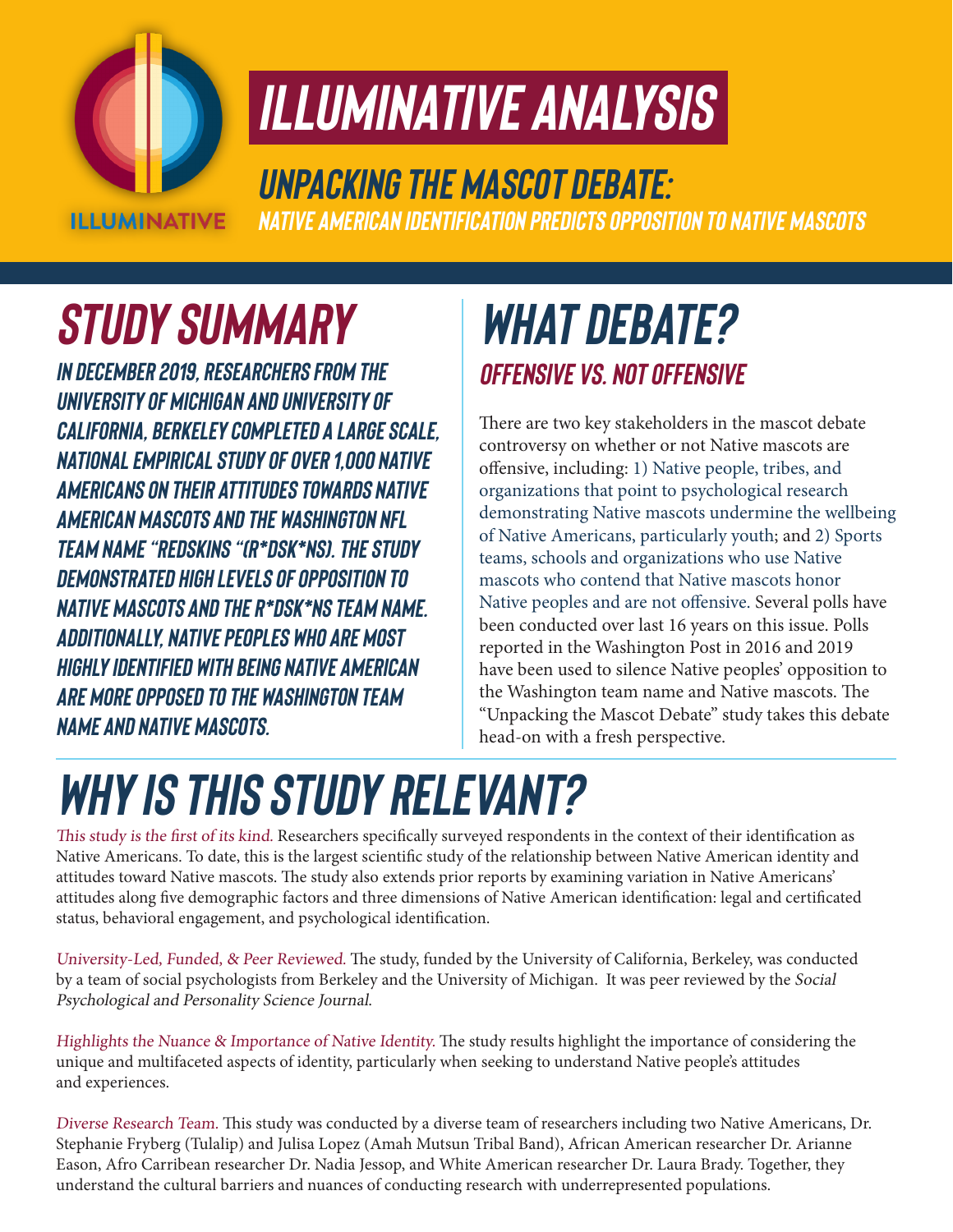ILLUMINATIVE

# ILLUMINATIVE ANALYSIS

## UNPACKING THE MASCOT DEBATE:

### NATIVE AMERICAN IDENTIFICATION PREDICTS OPPOSITION TO NATIVE MASCOTS

## STUDY SUMMARY

***In December 2019, researchers from the University of Michigan and University of California, Berkeley completed a large scale, national empirical study of over 1,000 Native Americans on their attitudes towards Native American mascots and the Washington NFL team name "Redskins "(R*dsk*ns). The study demonstrated high levels of opposition to Native mascots and the R*dsk*ns team name. Additionally, Native peoples who are most highly identified with being Native American are more opposed to the Washington team name and Native mascots.***

## WHAT DEBATE?

### OFFENSIVE VS. NOT OFFENSIVE

There are two key stakeholders in the mascot debate controversy on whether or not Native mascots are offensive, including: 1) Native people, tribes, and organizations that point to psychological research demonstrating Native mascots undermine the wellbeing of Native Americans, particularly youth; and 2) Sports teams, schools and organizations who use Native mascots who contend that Native mascots honor Native peoples and are not offensive. Several polls have been conducted over last 16 years on this issue. Polls reported in the Washington Post in 2016 and 2019 have been used to silence Native peoples' opposition to the Washington team name and Native mascots. The "Unpacking the Mascot Debate" study takes this debate head-on with a fresh perspective.

## WHY IS THIS STUDY RELEVANT?

*This study is the first of its kind.* Researchers specifically surveyed respondents in the context of their identification as Native Americans. To date, this is the largest scientific study of the relationship between Native American identity and attitudes toward Native mascots. The study also extends prior reports by examining variation in Native Americans' attitudes along five demographic factors and three dimensions of Native American identification: legal and certificated status, behavioral engagement, and psychological identification.

*University-Led, Funded, & Peer Reviewed.* The study, funded by the University of California, Berkeley, was conducted by a team of social psychologists from Berkeley and the University of Michigan. It was peer reviewed by the *Social Psychological and Personality Science Journal*.

*Highlights the Nuance & Importance of Native Identity.* The study results highlight the importance of considering the unique and multifaceted aspects of identity, particularly when seeking to understand Native people's attitudes and experiences.

*Diverse Research Team.* This study was conducted by a diverse team of researchers including two Native Americans, Dr. Stephanie Fryberg (Tulalip) and Julisa Lopez (Amah Mutsun Tribal Band), African American researcher Dr. Arianne Eason, Afro Carribean researcher Dr. Nadia Jessop, and White American researcher Dr. Laura Brady. Together, they understand the cultural barriers and nuances of conducting research with underrepresented populations.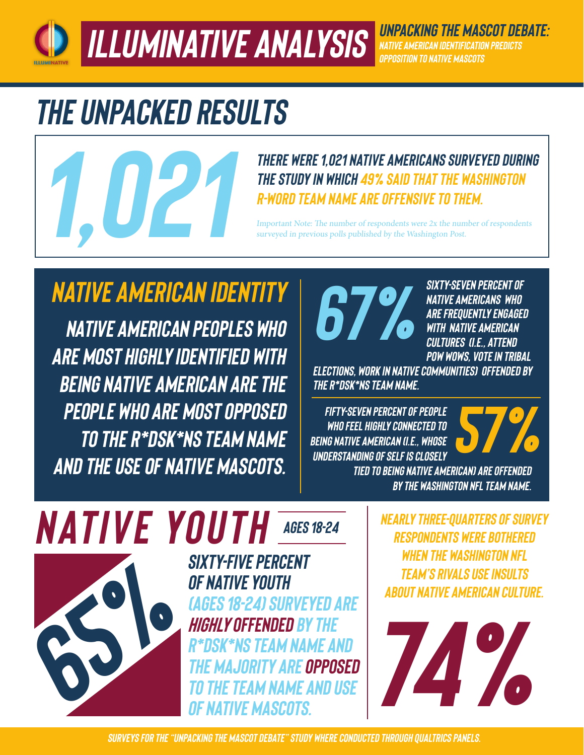**ILLUMINATIVE ANALYSIS**

**UNPACKING THE MASCOT DEBATE:**
NATIVE AMERICAN IDENTIFICATION PREDICTS OPPOSITION TO NATIVE MASCOTS

# THE UNPACKED RESULTS

**1,021**

**THERE WERE 1,021 NATIVE AMERICANS SURVEYED DURING THE STUDY IN WHICH 49% SAID THAT THE WASHINGTON R-WORD TEAM NAME ARE OFFENSIVE TO THEM.**

Important Note: The number of respondents were 2x the number of respondents surveyed in previous polls published by the Washington Post.

## NATIVE AMERICAN IDENTITY

**NATIVE AMERICAN PEOPLES WHO ARE MOST HIGHLY IDENTIFIED WITH BEING NATIVE AMERICAN ARE THE PEOPLE WHO ARE MOST OPPOSED TO THE R*DSK*NS TEAM NAME AND THE USE OF NATIVE MASCOTS.**

**67%**

SIXTY-SEVEN PERCENT OF NATIVE AMERICANS WHO ARE FREQUENTLY ENGAGED WITH NATIVE AMERICAN CULTURES (I.E., ATTEND POW WOWS, VOTE IN TRIBAL ELECTIONS, WORK IN NATIVE COMMUNITIES) OFFENDED BY THE R*DSK*NS TEAM NAME.

**57%**

FIFTY-SEVEN PERCENT OF PEOPLE WHO FEEL HIGHLY CONNECTED TO BEING NATIVE AMERICAN (I.E., WHOSE UNDERSTANDING OF SELF IS CLOSELY TIED TO BEING NATIVE AMERICAN) ARE OFFENDED BY THE WASHINGTON NFL TEAM NAME.

## NATIVE YOUTH AGES 18-24

**65%**

SIXTY-FIVE PERCENT OF NATIVE YOUTH (AGES 18-24) SURVEYED ARE *HIGHLY* OFFENDED BY THE R*DSK*NS TEAM NAME AND THE MAJORITY ARE OPPOSED TO THE TEAM NAME AND USE OF NATIVE MASCOTS.

NEARLY THREE-QUARTERS OF SURVEY RESPONDENTS WERE BOTHERED WHEN THE WASHINGTON NFL TEAM'S RIVALS USE INSULTS ABOUT NATIVE AMERICAN CULTURE.

**74%**

SURVEYS FOR THE "UNPACKING THE MASCOT DEBATE" STUDY WHERE CONDUCTED THROUGH QUALTRICS PANELS.